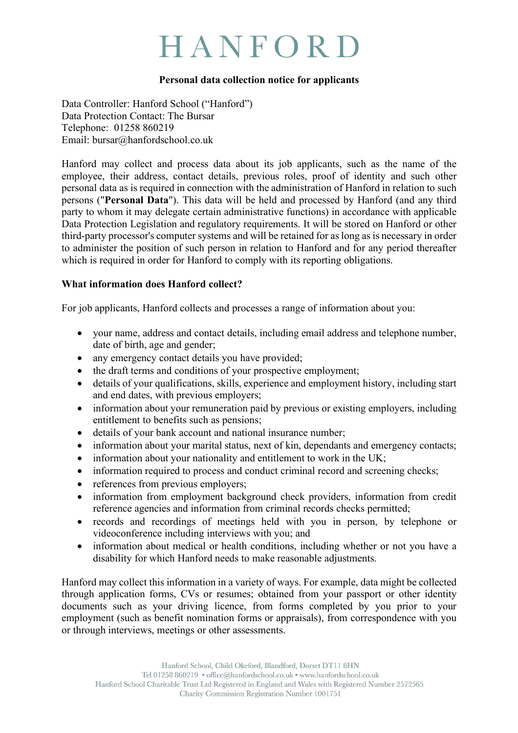# HANFORD

**Personal data collection notice for applicants**

Data Controller: Hanford School ("Hanford")
Data Protection Contact: The Bursar
Telephone: 01258 860219
Email: bursar@hanfordschool.co.uk

Hanford may collect and process data about its job applicants, such as the name of the employee, their address, contact details, previous roles, proof of identity and such other personal data as is required in connection with the administration of Hanford in relation to such persons ("**Personal Data**"). This data will be held and processed by Hanford (and any third party to whom it may delegate certain administrative functions) in accordance with applicable Data Protection Legislation and regulatory requirements. It will be stored on Hanford or other third-party processor's computer systems and will be retained for as long as is necessary in order to administer the position of such person in relation to Hanford and for any period thereafter which is required in order for Hanford to comply with its reporting obligations.

**What information does Hanford collect?**

For job applicants, Hanford collects and processes a range of information about you:

- your name, address and contact details, including email address and telephone number, date of birth, age and gender;
- any emergency contact details you have provided;
- the draft terms and conditions of your prospective employment;
- details of your qualifications, skills, experience and employment history, including start and end dates, with previous employers;
- information about your remuneration paid by previous or existing employers, including entitlement to benefits such as pensions;
- details of your bank account and national insurance number;
- information about your marital status, next of kin, dependants and emergency contacts;
- information about your nationality and entitlement to work in the UK;
- information required to process and conduct criminal record and screening checks;
- references from previous employers;
- information from employment background check providers, information from credit reference agencies and information from criminal records checks permitted;
- records and recordings of meetings held with you in person, by telephone or videoconference including interviews with you; and
- information about medical or health conditions, including whether or not you have a disability for which Hanford needs to make reasonable adjustments.

Hanford may collect this information in a variety of ways. For example, data might be collected through application forms, CVs or resumes; obtained from your passport or other identity documents such as your driving licence, from forms completed by you prior to your employment (such as benefit nomination forms or appraisals), from correspondence with you or through interviews, meetings or other assessments.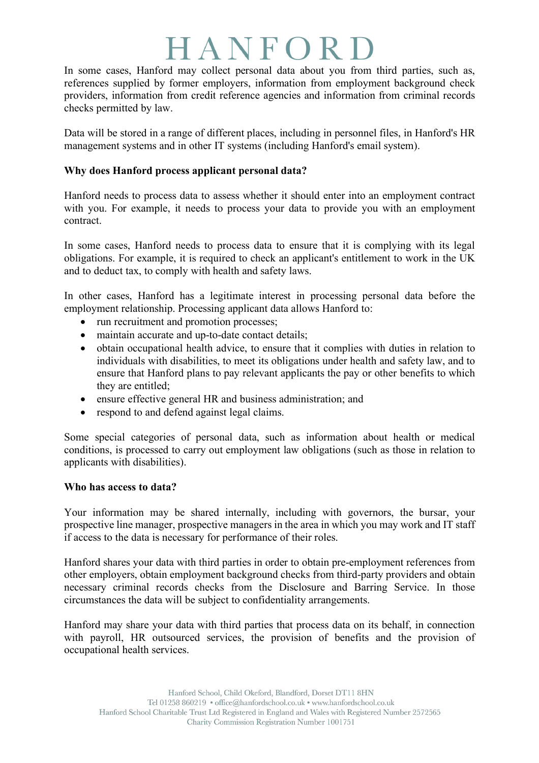In some cases, Hanford may collect personal data about you from third parties, such as, references supplied by former employers, information from employment background check providers, information from credit reference agencies and information from criminal records checks permitted by law.

Data will be stored in a range of different places, including in personnel files, in Hanford's HR management systems and in other IT systems (including Hanford's email system).

**Why does Hanford process applicant personal data?**

Hanford needs to process data to assess whether it should enter into an employment contract with you. For example, it needs to process your data to provide you with an employment contract.

In some cases, Hanford needs to process data to ensure that it is complying with its legal obligations. For example, it is required to check an applicant's entitlement to work in the UK and to deduct tax, to comply with health and safety laws.

In other cases, Hanford has a legitimate interest in processing personal data before the employment relationship. Processing applicant data allows Hanford to:

- run recruitment and promotion processes;
- maintain accurate and up-to-date contact details;
- obtain occupational health advice, to ensure that it complies with duties in relation to individuals with disabilities, to meet its obligations under health and safety law, and to ensure that Hanford plans to pay relevant applicants the pay or other benefits to which they are entitled;
- ensure effective general HR and business administration; and
- respond to and defend against legal claims.

Some special categories of personal data, such as information about health or medical conditions, is processed to carry out employment law obligations (such as those in relation to applicants with disabilities).

**Who has access to data?**

Your information may be shared internally, including with governors, the bursar, your prospective line manager, prospective managers in the area in which you may work and IT staff if access to the data is necessary for performance of their roles.

Hanford shares your data with third parties in order to obtain pre-employment references from other employers, obtain employment background checks from third-party providers and obtain necessary criminal records checks from the Disclosure and Barring Service. In those circumstances the data will be subject to confidentiality arrangements.

Hanford may share your data with third parties that process data on its behalf, in connection with payroll, HR outsourced services, the provision of benefits and the provision of occupational health services.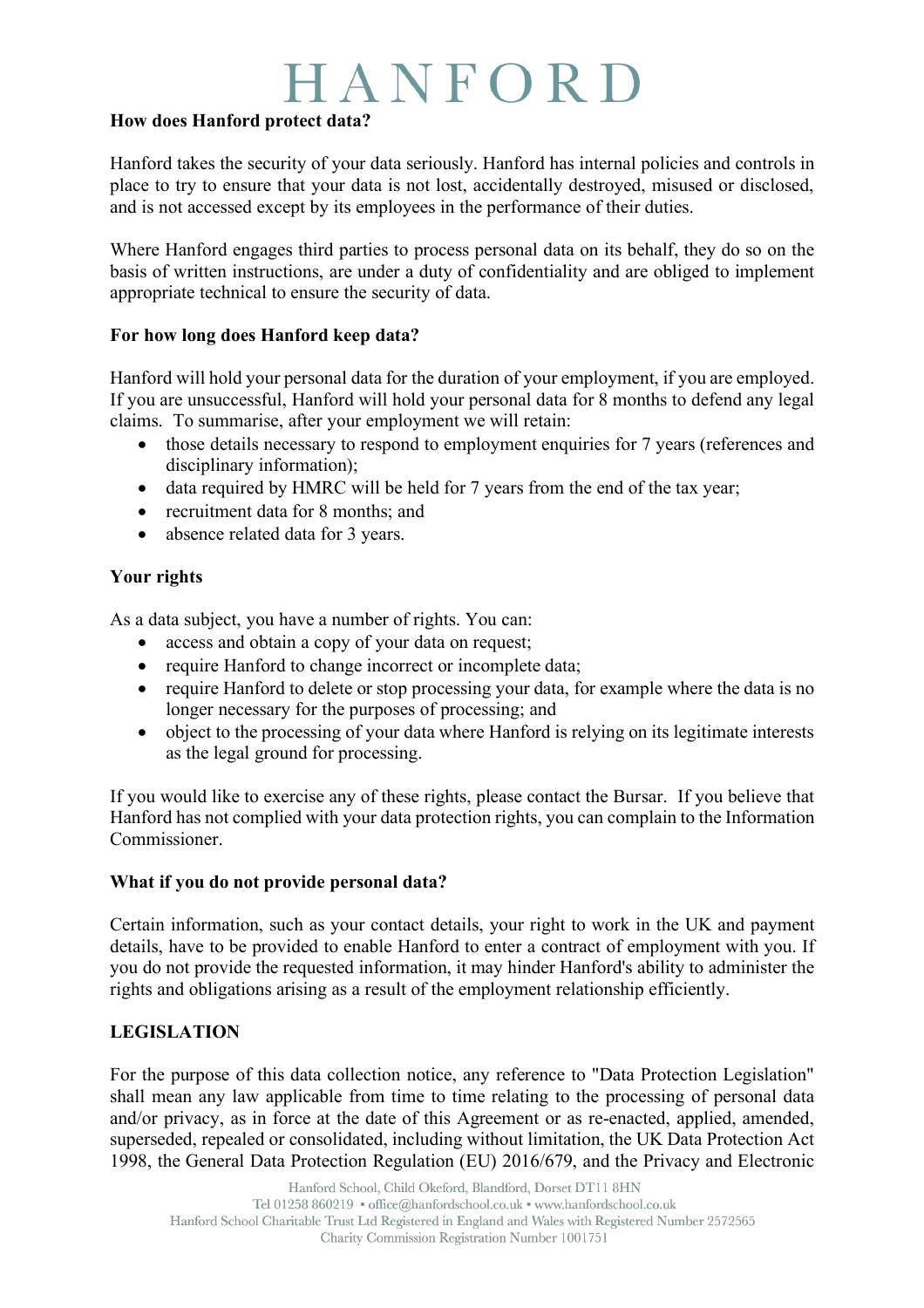**How does Hanford protect data?**

Hanford takes the security of your data seriously. Hanford has internal policies and controls in place to try to ensure that your data is not lost, accidentally destroyed, misused or disclosed, and is not accessed except by its employees in the performance of their duties.

Where Hanford engages third parties to process personal data on its behalf, they do so on the basis of written instructions, are under a duty of confidentiality and are obliged to implement appropriate technical to ensure the security of data.

**For how long does Hanford keep data?**

Hanford will hold your personal data for the duration of your employment, if you are employed. If you are unsuccessful, Hanford will hold your personal data for 8 months to defend any legal claims. To summarise, after your employment we will retain:

- those details necessary to respond to employment enquiries for 7 years (references and disciplinary information);
- data required by HMRC will be held for 7 years from the end of the tax year;
- recruitment data for 8 months; and
- absence related data for 3 years.

**Your rights**

As a data subject, you have a number of rights. You can:

- access and obtain a copy of your data on request;
- require Hanford to change incorrect or incomplete data;
- require Hanford to delete or stop processing your data, for example where the data is no longer necessary for the purposes of processing; and
- object to the processing of your data where Hanford is relying on its legitimate interests as the legal ground for processing.

If you would like to exercise any of these rights, please contact the Bursar. If you believe that Hanford has not complied with your data protection rights, you can complain to the Information Commissioner.

**What if you do not provide personal data?**

Certain information, such as your contact details, your right to work in the UK and payment details, have to be provided to enable Hanford to enter a contract of employment with you. If you do not provide the requested information, it may hinder Hanford's ability to administer the rights and obligations arising as a result of the employment relationship efficiently.

**LEGISLATION**

For the purpose of this data collection notice, any reference to "Data Protection Legislation" shall mean any law applicable from time to time relating to the processing of personal data and/or privacy, as in force at the date of this Agreement or as re-enacted, applied, amended, superseded, repealed or consolidated, including without limitation, the UK Data Protection Act 1998, the General Data Protection Regulation (EU) 2016/679, and the Privacy and Electronic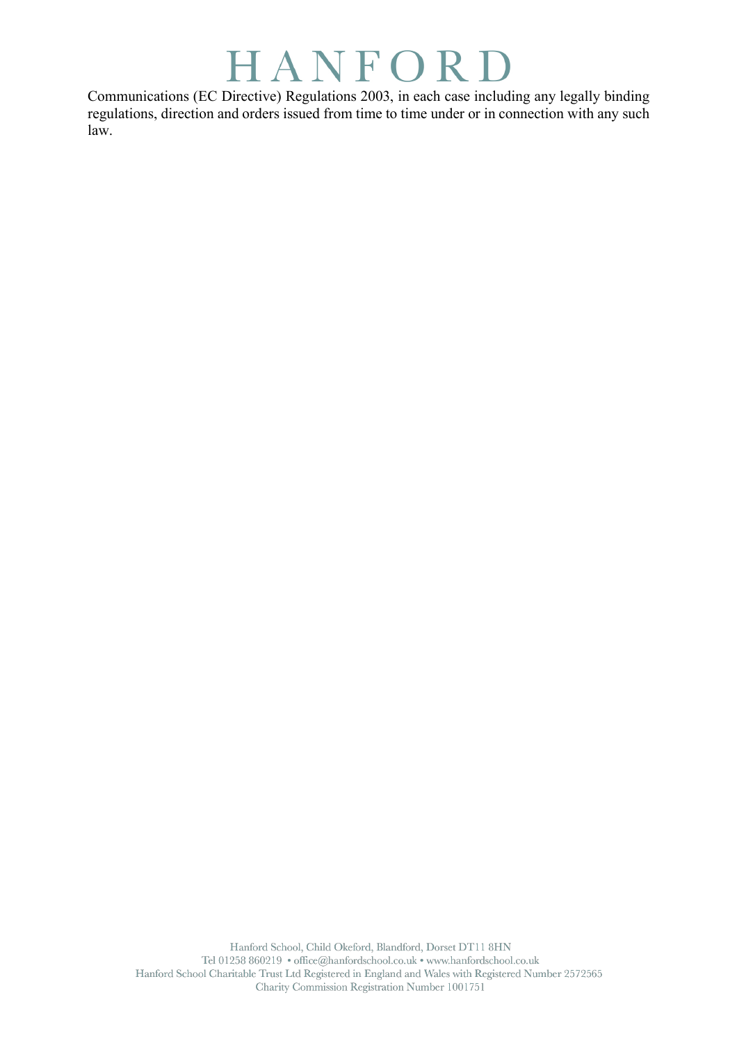Communications (EC Directive) Regulations 2003, in each case including any legally binding regulations, direction and orders issued from time to time under or in connection with any such law.